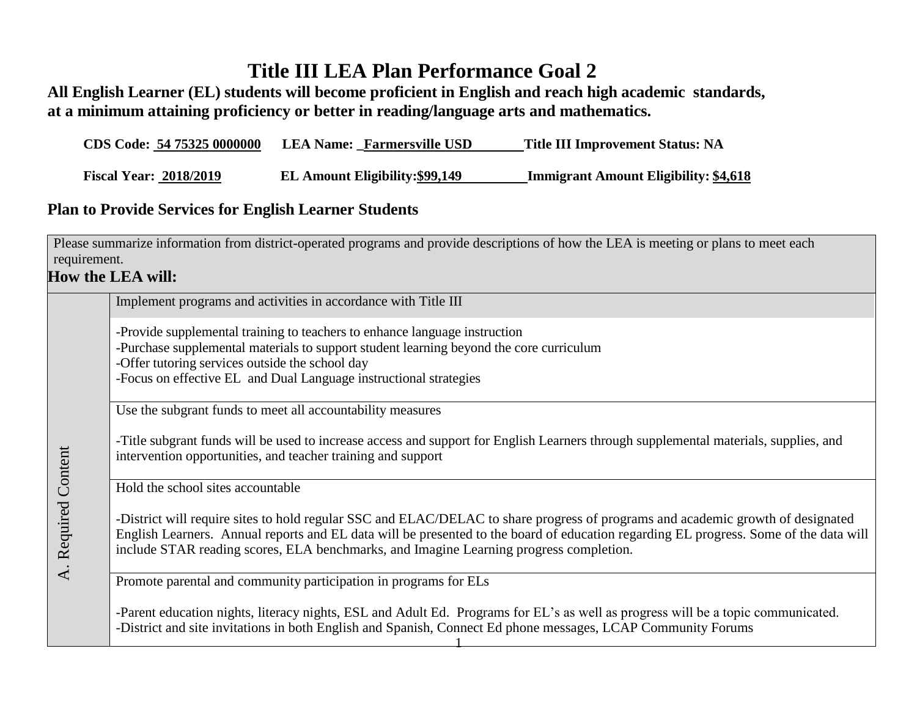# Title III LEA Plan Performance Goal 2

**All English Learner (EL) students will become proficient in English and reach high academic standards, at a minimum attaining proficiency or better in reading/language arts and mathematics.**

**CDS Code: 54 75325 0000000** **LEA Name: Farmersville USD** **Title III Improvement Status: NA**

**Fiscal Year: 2018/2019** **EL Amount Eligibility: $99,149** **Immigrant Amount Eligibility: $4,618**

## Plan to Provide Services for English Learner Students

| | Please summarize information from district-operated programs and provide descriptions of how the LEA is meeting or plans to meet each requirement.<br>**How the LEA will:** |
|---|---|
| A. Required Content | Implement programs and activities in accordance with Title III |
| | -Provide supplemental training to teachers to enhance language instruction<br>-Purchase supplemental materials to support student learning beyond the core curriculum<br>-Offer tutoring services outside the school day<br>-Focus on effective EL and Dual Language instructional strategies |
| | Use the subgrant funds to meet all accountability measures<br><br>-Title subgrant funds will be used to increase access and support for English Learners through supplemental materials, supplies, and intervention opportunities, and teacher training and support |
| | Hold the school sites accountable<br><br>-District will require sites to hold regular SSC and ELAC/DELAC to share progress of programs and academic growth of designated English Learners. Annual reports and EL data will be presented to the board of education regarding EL progress. Some of the data will include STAR reading scores, ELA benchmarks, and Imagine Learning progress completion. |
| | Promote parental and community participation in programs for ELs<br><br>-Parent education nights, literacy nights, ESL and Adult Ed. Programs for EL's as well as progress will be a topic communicated.<br>-District and site invitations in both English and Spanish, Connect Ed phone messages, LCAP Community Forums |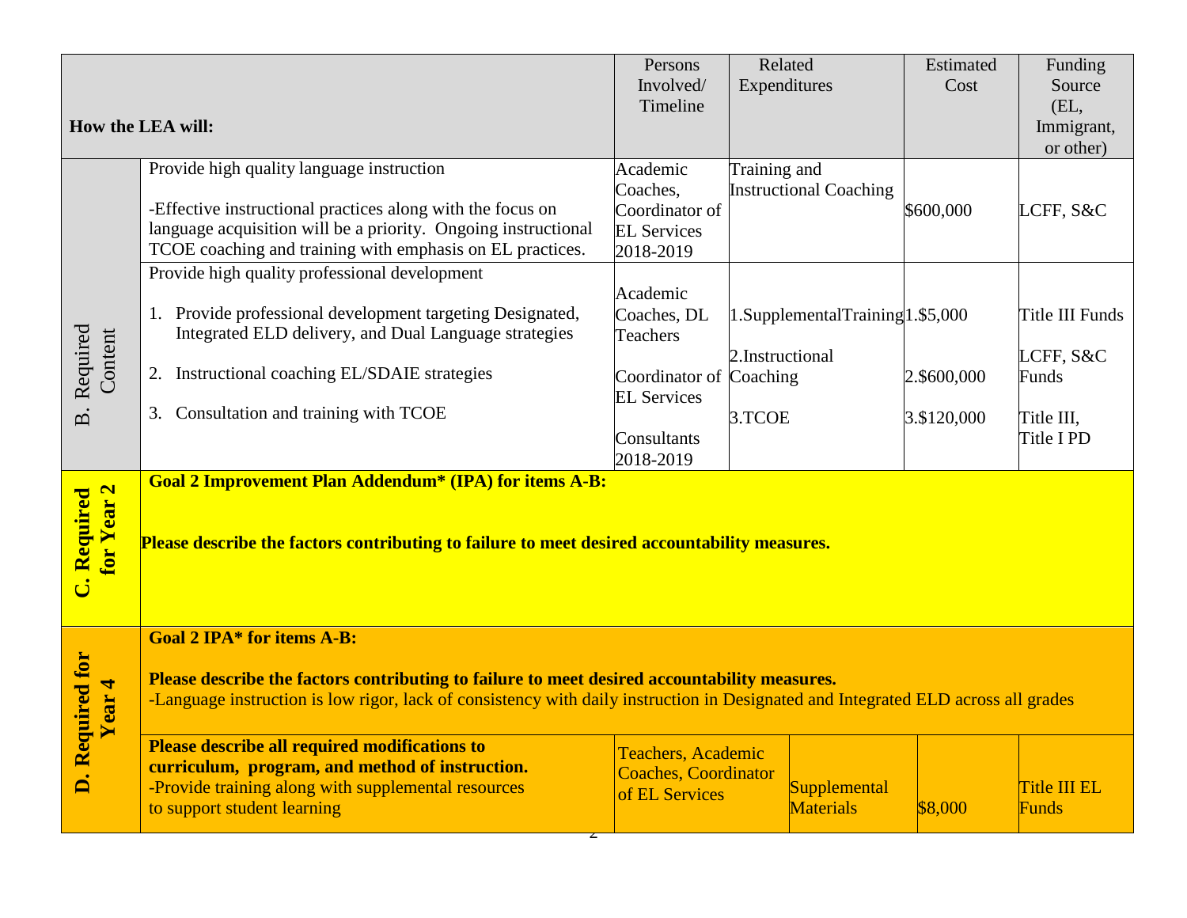| | How the LEA will: | Persons Involved/ Timeline | Related Expenditures | Estimated Cost | Funding Source (EL, Immigrant, or other) |
|---|---|---|---|---|---|
| B. Required Content | Provide high quality language instruction<br><br>-Effective instructional practices along with the focus on language acquisition will be a priority. Ongoing instructional TCOE coaching and training with emphasis on EL practices. | Academic Coaches, Coordinator of EL Services 2018-2019 | Training and Instructional Coaching | \$600,000 | LCFF, S&C |
| | Provide high quality professional development<br><br>1. Provide professional development targeting Designated, Integrated ELD delivery, and Dual Language strategies<br><br>2. Instructional coaching EL/SDAIE strategies<br><br>3. Consultation and training with TCOE | Academic Coaches, DL Teachers<br><br>Coordinator of EL Services<br><br>Consultants 2018-2019 | 1.SupplementalTraining<br><br>2.Instructional Coaching<br><br>3.TCOE | 1.\$5,000<br><br>2.\$600,000<br><br>3.\$120,000 | Title III Funds<br><br>LCFF, S&C Funds<br><br>Title III, Title I PD |
| C. Required for Year 2 | **Goal 2 Improvement Plan Addendum\* (IPA) for items A-B:**<br><br>**Please describe the factors contributing to failure to meet desired accountability measures.** | | | | |
| D. Required for Year 4 | **Goal 2 IPA\* for items A-B:**<br><br>**Please describe the factors contributing to failure to meet desired accountability measures.**<br>-Language instruction is low rigor, lack of consistency with daily instruction in Designated and Integrated ELD across all grades | | | | |
| | **Please describe all required modifications to curriculum, program, and method of instruction.**<br>-Provide training along with supplemental resources to support student learning | Teachers, Academic Coaches, Coordinator of EL Services | Supplemental Materials | \$8,000 | Title III EL Funds |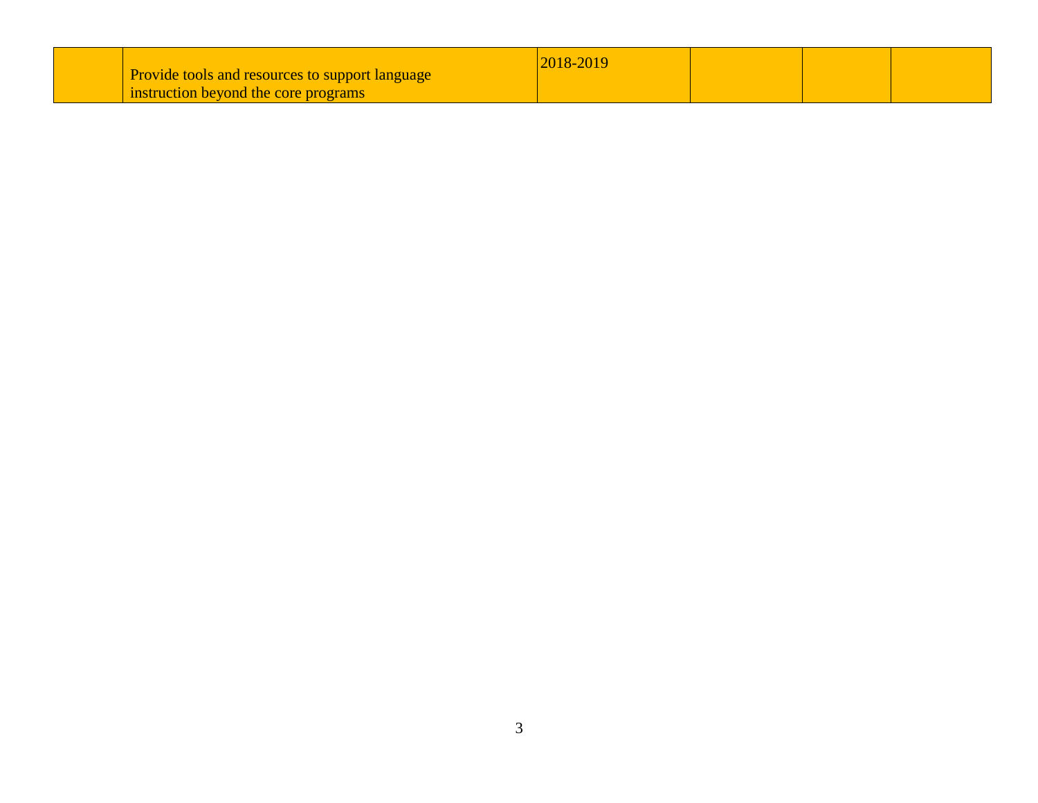| | | | | | |
|---|---|---|---|---|---|
| | Provide tools and resources to support language instruction beyond the core programs | 2018-2019 | | | |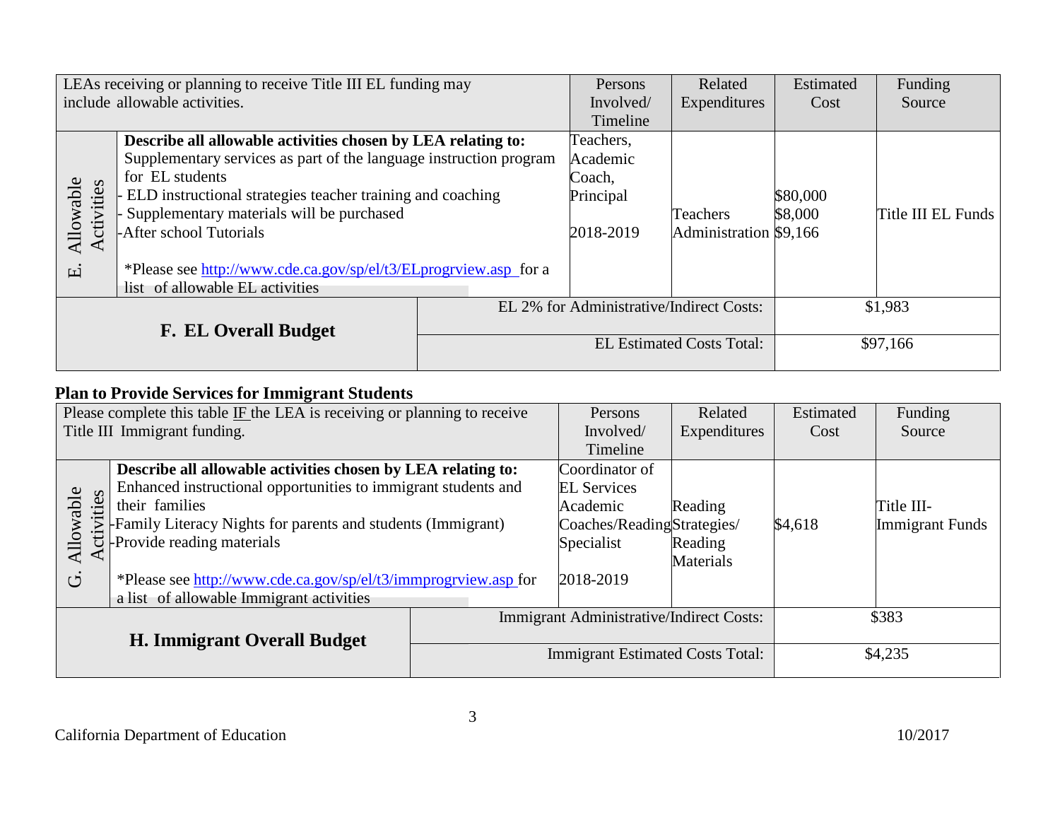| LEAs receiving or planning to receive Title III EL funding may include allowable activities. | | Persons Involved/ Timeline | Related Expenditures | Estimated Cost | Funding Source |
|---|---|---|---|---|---|
| E. Allowable Activities | **Describe all allowable activities chosen by LEA relating to:** Supplementary services as part of the language instruction program for EL students<br>- ELD instructional strategies teacher training and coaching<br>- Supplementary materials will be purchased<br>-After school Tutorials<br><br>*Please see http://www.cde.ca.gov/sp/el/t3/ELprogrview.asp for a list of allowable EL activities | Teachers, Academic Coach, Principal<br><br>2018-2019 | Teachers<br>Administration | \$80,000<br>\$8,000<br>\$9,166 | Title III EL Funds |
| **F. EL Overall Budget** | | EL 2% for Administrative/Indirect Costs: | | \$1,983 | |
| | | EL Estimated Costs Total: | | \$97,166 | |

## Plan to Provide Services for Immigrant Students

| Please complete this table IF the LEA is receiving or planning to receive Title III Immigrant funding. | | Persons Involved/ Timeline | Related Expenditures | Estimated Cost | Funding Source |
|---|---|---|---|---|---|
| G. Allowable Activities | **Describe all allowable activities chosen by LEA relating to:** Enhanced instructional opportunities to immigrant students and their families<br>-Family Literacy Nights for parents and students (Immigrant)<br>-Provide reading materials<br><br>*Please see http://www.cde.ca.gov/sp/el/t3/immprogrview.asp for a list of allowable Immigrant activities | Coordinator of EL Services Academic Coaches/Reading Specialist<br><br>2018-2019 | Reading Strategies/ Reading Materials | \$4,618 | Title III-Immigrant Funds |
| **H. Immigrant Overall Budget** | | Immigrant Administrative/Indirect Costs: | | \$383 | |
| | | Immigrant Estimated Costs Total: | | \$4,235 | |

California Department of Education 10/2017